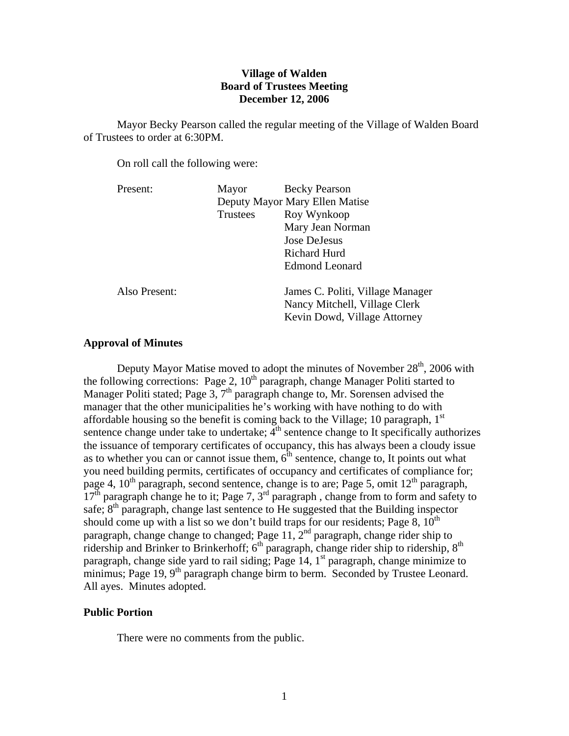**Village of Walden**
**Board of Trustees Meeting**
**December 12, 2006**

Mayor Becky Pearson called the regular meeting of the Village of Walden Board of Trustees to order at 6:30PM.

On roll call the following were:

| | | |
|---|---|---|
| Present: | Mayor | Becky Pearson |
| | Deputy Mayor | Mary Ellen Matise |
| | Trustees | Roy Wynkoop |
| | | Mary Jean Norman |
| | | Jose DeJesus |
| | | Richard Hurd |
| | | Edmond Leonard |
| Also Present: | | James C. Politi, Village Manager |
| | | Nancy Mitchell, Village Clerk |
| | | Kevin Dowd, Village Attorney |

### Approval of Minutes

Deputy Mayor Matise moved to adopt the minutes of November 28th, 2006 with the following corrections: Page 2, 10th paragraph, change Manager Politi started to Manager Politi stated; Page 3, 7th paragraph change to, Mr. Sorensen advised the manager that the other municipalities he's working with have nothing to do with affordable housing so the benefit is coming back to the Village; 10 paragraph, 1st sentence change under take to undertake; 4th sentence change to It specifically authorizes the issuance of temporary certificates of occupancy, this has always been a cloudy issue as to whether you can or cannot issue them, 6th sentence, change to, It points out what you need building permits, certificates of occupancy and certificates of compliance for; page 4, 10th paragraph, second sentence, change is to are; Page 5, omit 12th paragraph, 17th paragraph change he to it; Page 7, 3rd paragraph , change from to form and safety to safe; 8th paragraph, change last sentence to He suggested that the Building inspector should come up with a list so we don't build traps for our residents; Page 8, 10th paragraph, change change to changed; Page 11, 2nd paragraph, change rider ship to ridership and Brinker to Brinkerhoff; 6th paragraph, change rider ship to ridership, 8th paragraph, change side yard to rail siding; Page 14, 1st paragraph, change minimize to minimus; Page 19, 9th paragraph change birm to berm. Seconded by Trustee Leonard. All ayes. Minutes adopted.

### Public Portion

There were no comments from the public.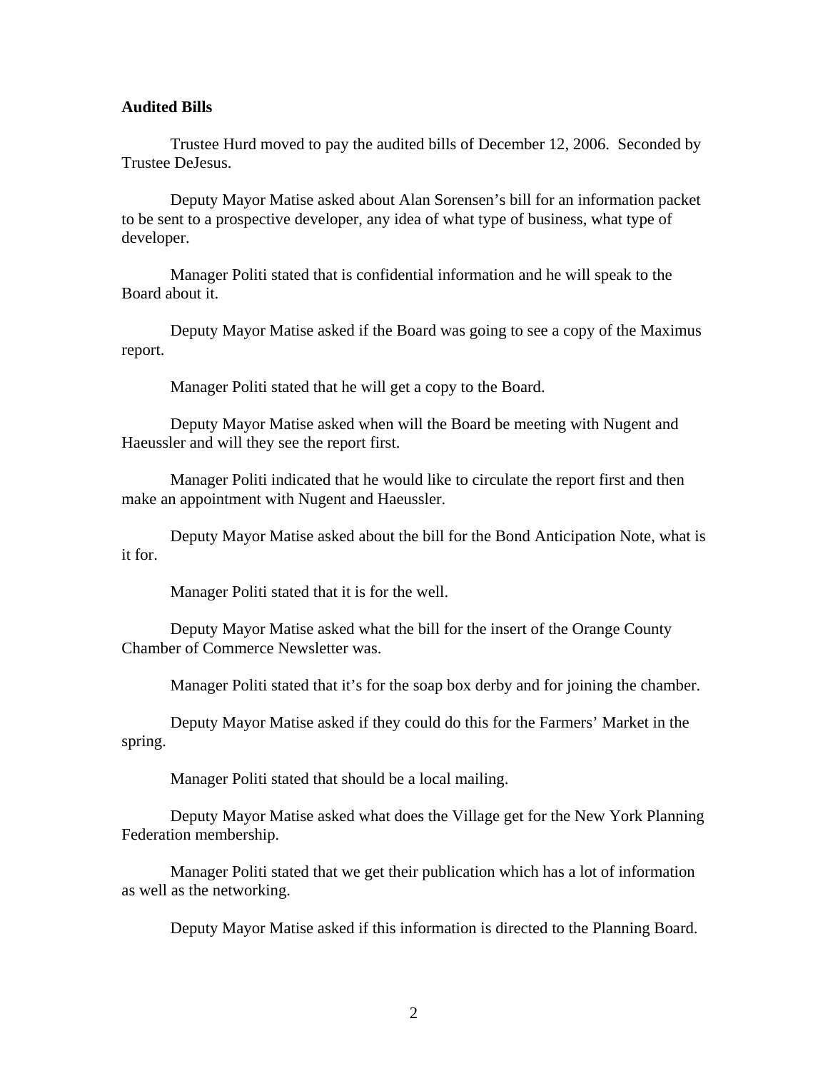**Audited Bills**

Trustee Hurd moved to pay the audited bills of December 12, 2006. Seconded by Trustee DeJesus.

Deputy Mayor Matise asked about Alan Sorensen's bill for an information packet to be sent to a prospective developer, any idea of what type of business, what type of developer.

Manager Politi stated that is confidential information and he will speak to the Board about it.

Deputy Mayor Matise asked if the Board was going to see a copy of the Maximus report.

Manager Politi stated that he will get a copy to the Board.

Deputy Mayor Matise asked when will the Board be meeting with Nugent and Haeussler and will they see the report first.

Manager Politi indicated that he would like to circulate the report first and then make an appointment with Nugent and Haeussler.

Deputy Mayor Matise asked about the bill for the Bond Anticipation Note, what is it for.

Manager Politi stated that it is for the well.

Deputy Mayor Matise asked what the bill for the insert of the Orange County Chamber of Commerce Newsletter was.

Manager Politi stated that it's for the soap box derby and for joining the chamber.

Deputy Mayor Matise asked if they could do this for the Farmers' Market in the spring.

Manager Politi stated that should be a local mailing.

Deputy Mayor Matise asked what does the Village get for the New York Planning Federation membership.

Manager Politi stated that we get their publication which has a lot of information as well as the networking.

Deputy Mayor Matise asked if this information is directed to the Planning Board.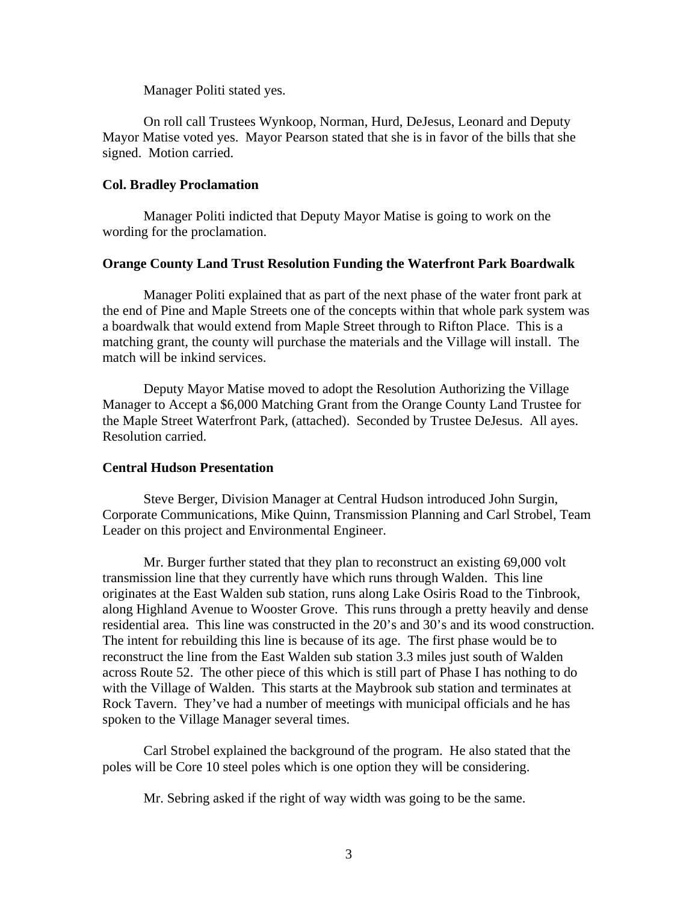Manager Politi stated yes.

On roll call Trustees Wynkoop, Norman, Hurd, DeJesus, Leonard and Deputy Mayor Matise voted yes. Mayor Pearson stated that she is in favor of the bills that she signed. Motion carried.

**Col. Bradley Proclamation**

Manager Politi indicted that Deputy Mayor Matise is going to work on the wording for the proclamation.

**Orange County Land Trust Resolution Funding the Waterfront Park Boardwalk**

Manager Politi explained that as part of the next phase of the water front park at the end of Pine and Maple Streets one of the concepts within that whole park system was a boardwalk that would extend from Maple Street through to Rifton Place. This is a matching grant, the county will purchase the materials and the Village will install. The match will be inkind services.

Deputy Mayor Matise moved to adopt the Resolution Authorizing the Village Manager to Accept a $6,000 Matching Grant from the Orange County Land Trustee for the Maple Street Waterfront Park, (attached). Seconded by Trustee DeJesus. All ayes. Resolution carried.

**Central Hudson Presentation**

Steve Berger, Division Manager at Central Hudson introduced John Surgin, Corporate Communications, Mike Quinn, Transmission Planning and Carl Strobel, Team Leader on this project and Environmental Engineer.

Mr. Burger further stated that they plan to reconstruct an existing 69,000 volt transmission line that they currently have which runs through Walden. This line originates at the East Walden sub station, runs along Lake Osiris Road to the Tinbrook, along Highland Avenue to Wooster Grove. This runs through a pretty heavily and dense residential area. This line was constructed in the 20's and 30's and its wood construction. The intent for rebuilding this line is because of its age. The first phase would be to reconstruct the line from the East Walden sub station 3.3 miles just south of Walden across Route 52. The other piece of this which is still part of Phase I has nothing to do with the Village of Walden. This starts at the Maybrook sub station and terminates at Rock Tavern. They've had a number of meetings with municipal officials and he has spoken to the Village Manager several times.

Carl Strobel explained the background of the program. He also stated that the poles will be Core 10 steel poles which is one option they will be considering.

Mr. Sebring asked if the right of way width was going to be the same.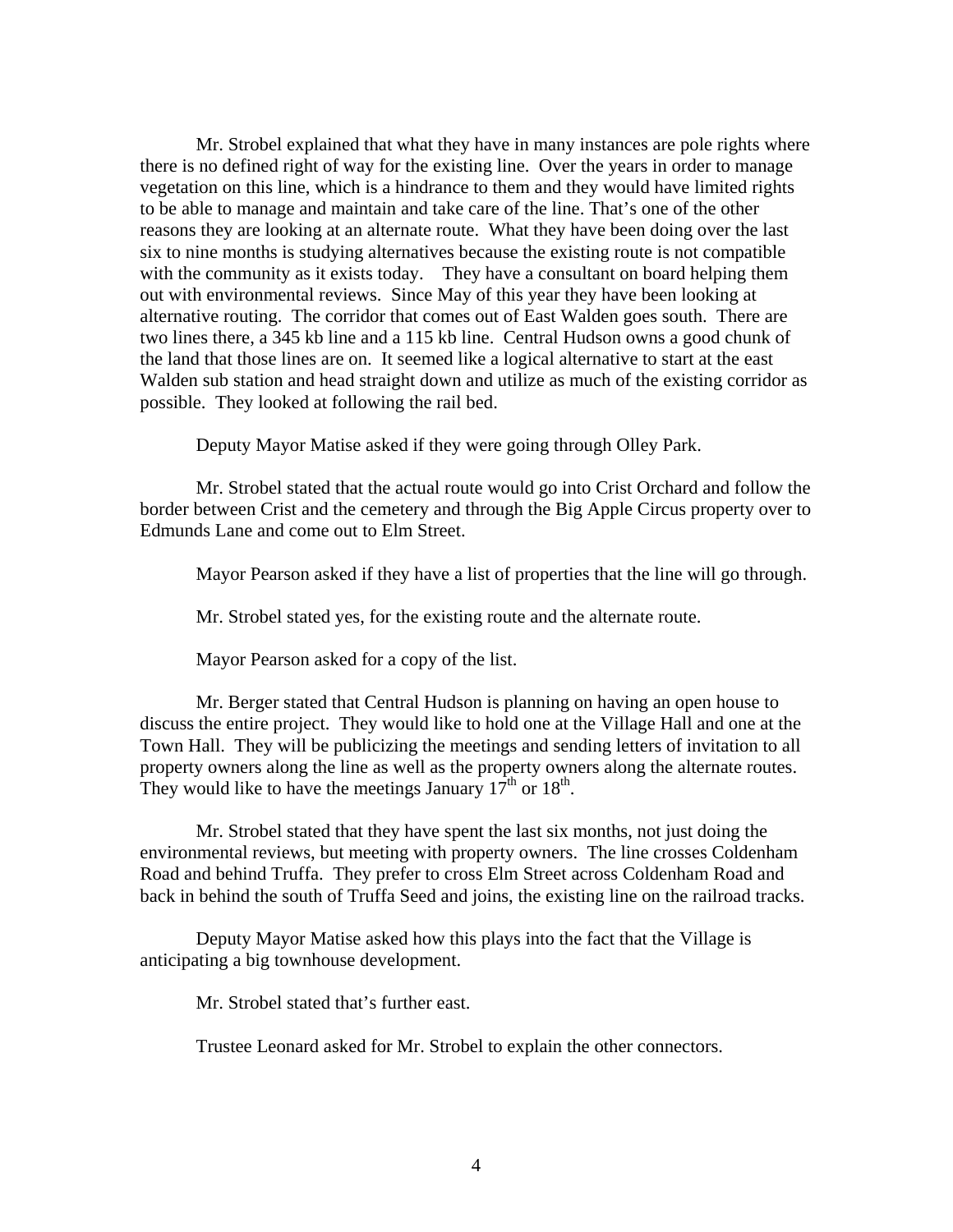Mr. Strobel explained that what they have in many instances are pole rights where there is no defined right of way for the existing line. Over the years in order to manage vegetation on this line, which is a hindrance to them and they would have limited rights to be able to manage and maintain and take care of the line. That's one of the other reasons they are looking at an alternate route. What they have been doing over the last six to nine months is studying alternatives because the existing route is not compatible with the community as it exists today. They have a consultant on board helping them out with environmental reviews. Since May of this year they have been looking at alternative routing. The corridor that comes out of East Walden goes south. There are two lines there, a 345 kb line and a 115 kb line. Central Hudson owns a good chunk of the land that those lines are on. It seemed like a logical alternative to start at the east Walden sub station and head straight down and utilize as much of the existing corridor as possible. They looked at following the rail bed.

Deputy Mayor Matise asked if they were going through Olley Park.

Mr. Strobel stated that the actual route would go into Crist Orchard and follow the border between Crist and the cemetery and through the Big Apple Circus property over to Edmunds Lane and come out to Elm Street.

Mayor Pearson asked if they have a list of properties that the line will go through.

Mr. Strobel stated yes, for the existing route and the alternate route.

Mayor Pearson asked for a copy of the list.

Mr. Berger stated that Central Hudson is planning on having an open house to discuss the entire project. They would like to hold one at the Village Hall and one at the Town Hall. They will be publicizing the meetings and sending letters of invitation to all property owners along the line as well as the property owners along the alternate routes. They would like to have the meetings January 17th or 18th.

Mr. Strobel stated that they have spent the last six months, not just doing the environmental reviews, but meeting with property owners. The line crosses Coldenham Road and behind Truffa. They prefer to cross Elm Street across Coldenham Road and back in behind the south of Truffa Seed and joins, the existing line on the railroad tracks.

Deputy Mayor Matise asked how this plays into the fact that the Village is anticipating a big townhouse development.

Mr. Strobel stated that's further east.

Trustee Leonard asked for Mr. Strobel to explain the other connectors.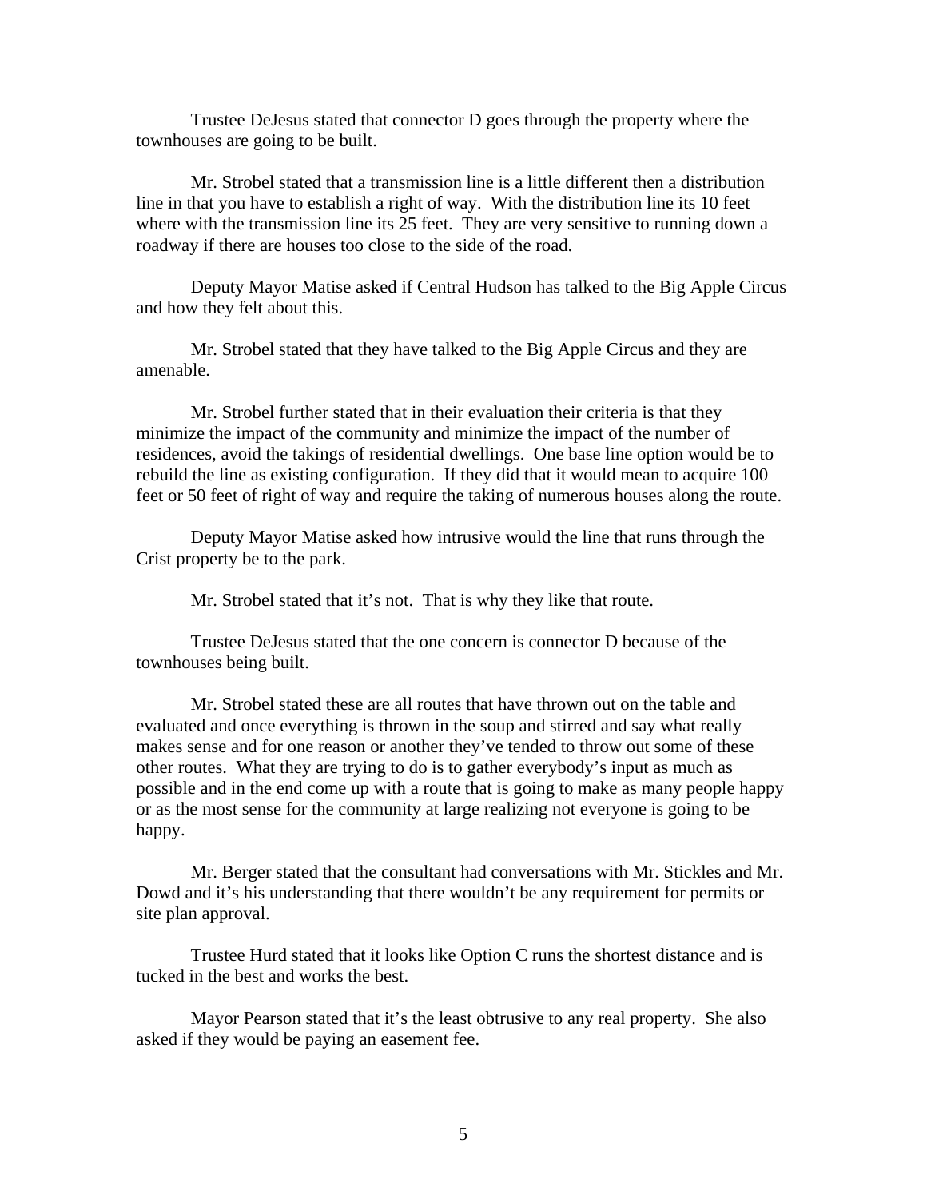Trustee DeJesus stated that connector D goes through the property where the townhouses are going to be built.

Mr. Strobel stated that a transmission line is a little different then a distribution line in that you have to establish a right of way. With the distribution line its 10 feet where with the transmission line its 25 feet. They are very sensitive to running down a roadway if there are houses too close to the side of the road.

Deputy Mayor Matise asked if Central Hudson has talked to the Big Apple Circus and how they felt about this.

Mr. Strobel stated that they have talked to the Big Apple Circus and they are amenable.

Mr. Strobel further stated that in their evaluation their criteria is that they minimize the impact of the community and minimize the impact of the number of residences, avoid the takings of residential dwellings. One base line option would be to rebuild the line as existing configuration. If they did that it would mean to acquire 100 feet or 50 feet of right of way and require the taking of numerous houses along the route.

Deputy Mayor Matise asked how intrusive would the line that runs through the Crist property be to the park.

Mr. Strobel stated that it's not. That is why they like that route.

Trustee DeJesus stated that the one concern is connector D because of the townhouses being built.

Mr. Strobel stated these are all routes that have thrown out on the table and evaluated and once everything is thrown in the soup and stirred and say what really makes sense and for one reason or another they've tended to throw out some of these other routes. What they are trying to do is to gather everybody's input as much as possible and in the end come up with a route that is going to make as many people happy or as the most sense for the community at large realizing not everyone is going to be happy.

Mr. Berger stated that the consultant had conversations with Mr. Stickles and Mr. Dowd and it's his understanding that there wouldn't be any requirement for permits or site plan approval.

Trustee Hurd stated that it looks like Option C runs the shortest distance and is tucked in the best and works the best.

Mayor Pearson stated that it's the least obtrusive to any real property. She also asked if they would be paying an easement fee.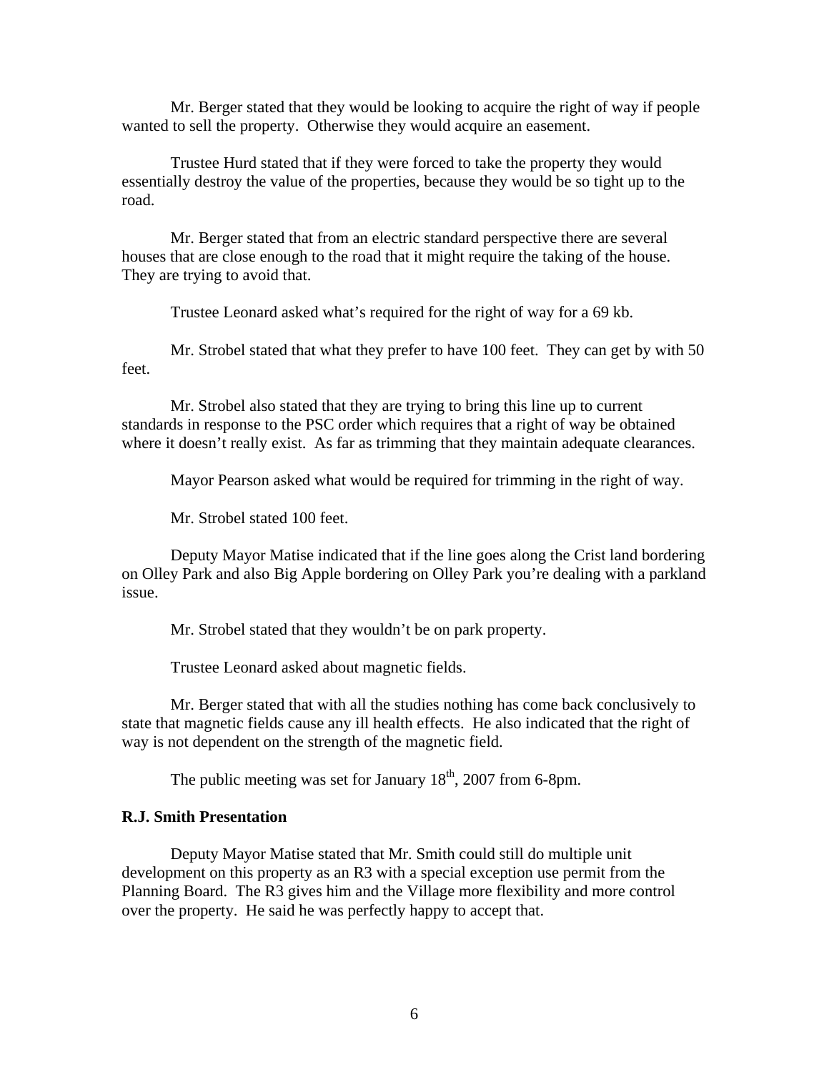Mr. Berger stated that they would be looking to acquire the right of way if people wanted to sell the property. Otherwise they would acquire an easement.

Trustee Hurd stated that if they were forced to take the property they would essentially destroy the value of the properties, because they would be so tight up to the road.

Mr. Berger stated that from an electric standard perspective there are several houses that are close enough to the road that it might require the taking of the house. They are trying to avoid that.

Trustee Leonard asked what's required for the right of way for a 69 kb.

Mr. Strobel stated that what they prefer to have 100 feet. They can get by with 50 feet.

Mr. Strobel also stated that they are trying to bring this line up to current standards in response to the PSC order which requires that a right of way be obtained where it doesn't really exist. As far as trimming that they maintain adequate clearances.

Mayor Pearson asked what would be required for trimming in the right of way.

Mr. Strobel stated 100 feet.

Deputy Mayor Matise indicated that if the line goes along the Crist land bordering on Olley Park and also Big Apple bordering on Olley Park you're dealing with a parkland issue.

Mr. Strobel stated that they wouldn't be on park property.

Trustee Leonard asked about magnetic fields.

Mr. Berger stated that with all the studies nothing has come back conclusively to state that magnetic fields cause any ill health effects. He also indicated that the right of way is not dependent on the strength of the magnetic field.

The public meeting was set for January 18th, 2007 from 6-8pm.

**R.J. Smith Presentation**

Deputy Mayor Matise stated that Mr. Smith could still do multiple unit development on this property as an R3 with a special exception use permit from the Planning Board. The R3 gives him and the Village more flexibility and more control over the property. He said he was perfectly happy to accept that.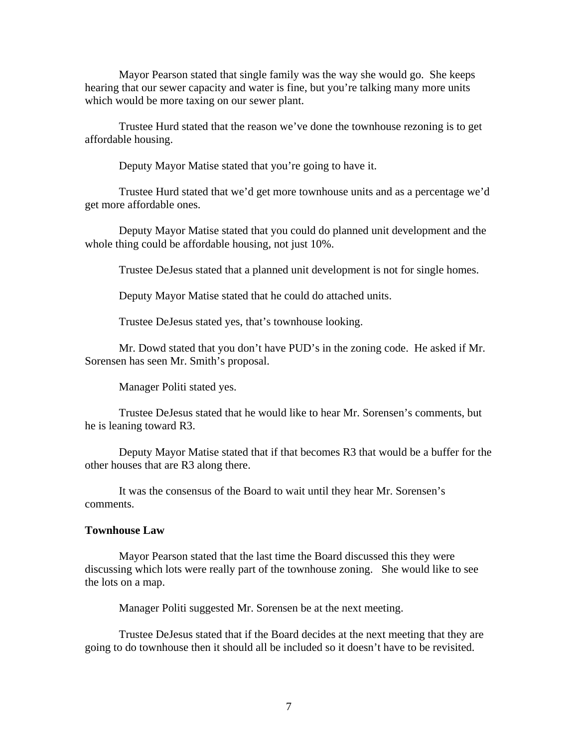Mayor Pearson stated that single family was the way she would go. She keeps hearing that our sewer capacity and water is fine, but you're talking many more units which would be more taxing on our sewer plant.

Trustee Hurd stated that the reason we've done the townhouse rezoning is to get affordable housing.

Deputy Mayor Matise stated that you're going to have it.

Trustee Hurd stated that we'd get more townhouse units and as a percentage we'd get more affordable ones.

Deputy Mayor Matise stated that you could do planned unit development and the whole thing could be affordable housing, not just 10%.

Trustee DeJesus stated that a planned unit development is not for single homes.

Deputy Mayor Matise stated that he could do attached units.

Trustee DeJesus stated yes, that's townhouse looking.

Mr. Dowd stated that you don't have PUD's in the zoning code. He asked if Mr. Sorensen has seen Mr. Smith's proposal.

Manager Politi stated yes.

Trustee DeJesus stated that he would like to hear Mr. Sorensen's comments, but he is leaning toward R3.

Deputy Mayor Matise stated that if that becomes R3 that would be a buffer for the other houses that are R3 along there.

It was the consensus of the Board to wait until they hear Mr. Sorensen's comments.

**Townhouse Law**

Mayor Pearson stated that the last time the Board discussed this they were discussing which lots were really part of the townhouse zoning. She would like to see the lots on a map.

Manager Politi suggested Mr. Sorensen be at the next meeting.

Trustee DeJesus stated that if the Board decides at the next meeting that they are going to do townhouse then it should all be included so it doesn't have to be revisited.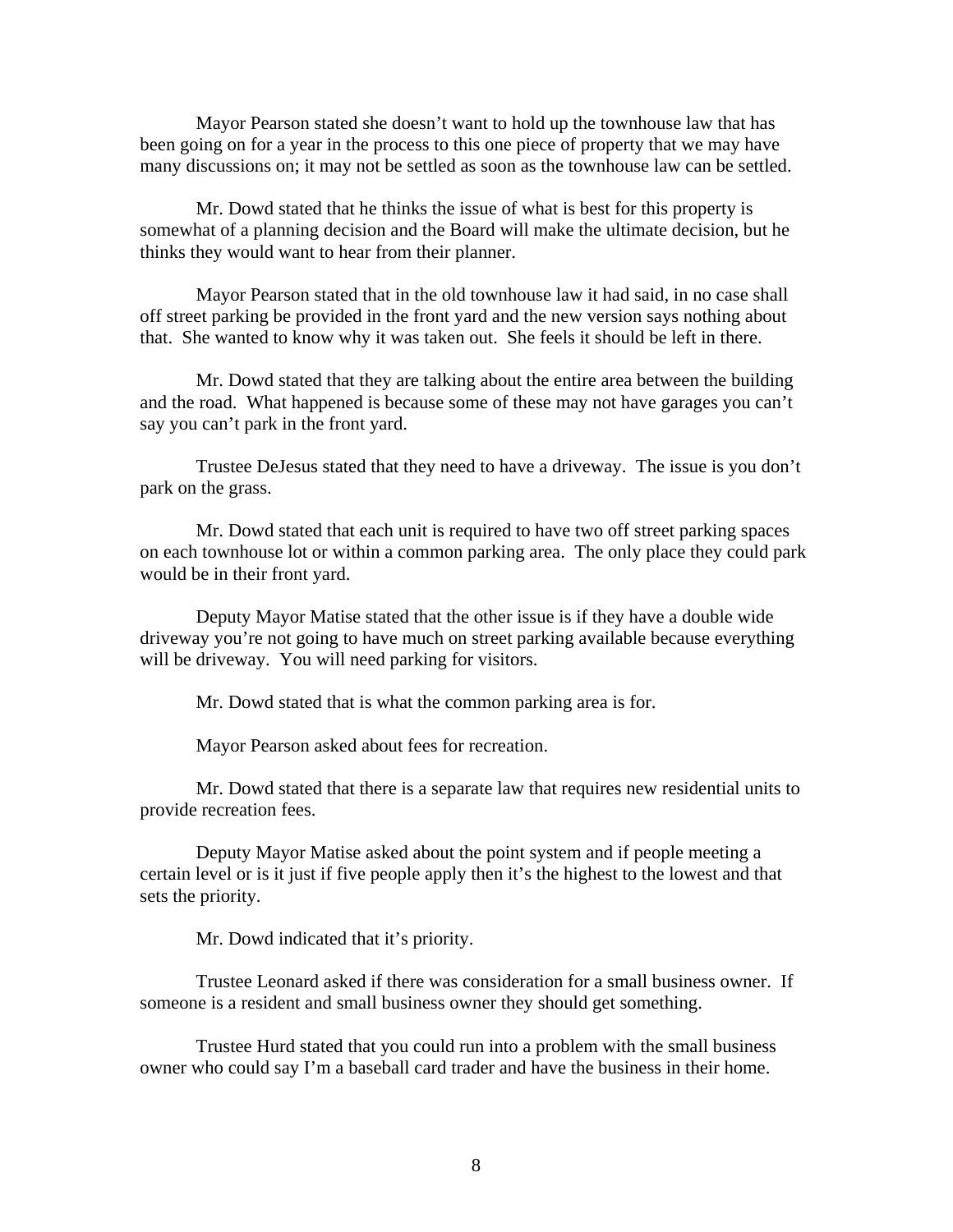Mayor Pearson stated she doesn't want to hold up the townhouse law that has been going on for a year in the process to this one piece of property that we may have many discussions on; it may not be settled as soon as the townhouse law can be settled.

Mr. Dowd stated that he thinks the issue of what is best for this property is somewhat of a planning decision and the Board will make the ultimate decision, but he thinks they would want to hear from their planner.

Mayor Pearson stated that in the old townhouse law it had said, in no case shall off street parking be provided in the front yard and the new version says nothing about that. She wanted to know why it was taken out. She feels it should be left in there.

Mr. Dowd stated that they are talking about the entire area between the building and the road. What happened is because some of these may not have garages you can't say you can't park in the front yard.

Trustee DeJesus stated that they need to have a driveway. The issue is you don't park on the grass.

Mr. Dowd stated that each unit is required to have two off street parking spaces on each townhouse lot or within a common parking area. The only place they could park would be in their front yard.

Deputy Mayor Matise stated that the other issue is if they have a double wide driveway you're not going to have much on street parking available because everything will be driveway. You will need parking for visitors.

Mr. Dowd stated that is what the common parking area is for.

Mayor Pearson asked about fees for recreation.

Mr. Dowd stated that there is a separate law that requires new residential units to provide recreation fees.

Deputy Mayor Matise asked about the point system and if people meeting a certain level or is it just if five people apply then it's the highest to the lowest and that sets the priority.

Mr. Dowd indicated that it's priority.

Trustee Leonard asked if there was consideration for a small business owner. If someone is a resident and small business owner they should get something.

Trustee Hurd stated that you could run into a problem with the small business owner who could say I'm a baseball card trader and have the business in their home.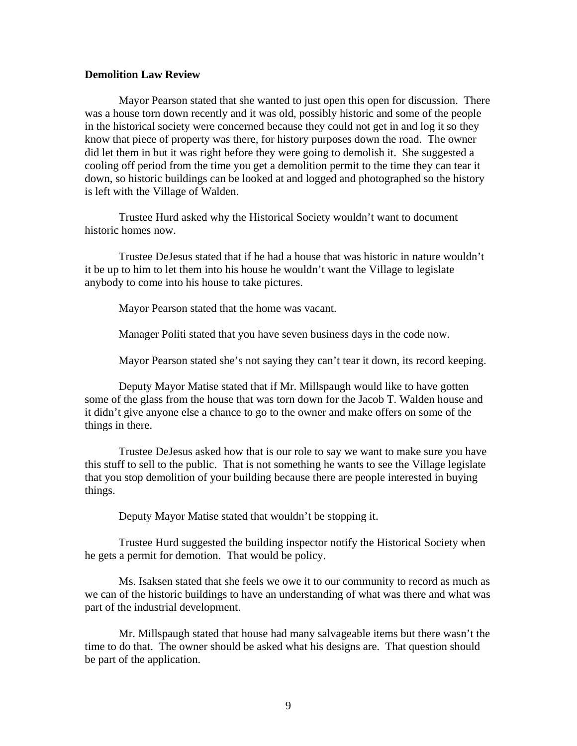**Demolition Law Review**

Mayor Pearson stated that she wanted to just open this open for discussion. There was a house torn down recently and it was old, possibly historic and some of the people in the historical society were concerned because they could not get in and log it so they know that piece of property was there, for history purposes down the road. The owner did let them in but it was right before they were going to demolish it. She suggested a cooling off period from the time you get a demolition permit to the time they can tear it down, so historic buildings can be looked at and logged and photographed so the history is left with the Village of Walden.

Trustee Hurd asked why the Historical Society wouldn't want to document historic homes now.

Trustee DeJesus stated that if he had a house that was historic in nature wouldn't it be up to him to let them into his house he wouldn't want the Village to legislate anybody to come into his house to take pictures.

Mayor Pearson stated that the home was vacant.

Manager Politi stated that you have seven business days in the code now.

Mayor Pearson stated she's not saying they can't tear it down, its record keeping.

Deputy Mayor Matise stated that if Mr. Millspaugh would like to have gotten some of the glass from the house that was torn down for the Jacob T. Walden house and it didn't give anyone else a chance to go to the owner and make offers on some of the things in there.

Trustee DeJesus asked how that is our role to say we want to make sure you have this stuff to sell to the public. That is not something he wants to see the Village legislate that you stop demolition of your building because there are people interested in buying things.

Deputy Mayor Matise stated that wouldn't be stopping it.

Trustee Hurd suggested the building inspector notify the Historical Society when he gets a permit for demotion. That would be policy.

Ms. Isaksen stated that she feels we owe it to our community to record as much as we can of the historic buildings to have an understanding of what was there and what was part of the industrial development.

Mr. Millspaugh stated that house had many salvageable items but there wasn't the time to do that. The owner should be asked what his designs are. That question should be part of the application.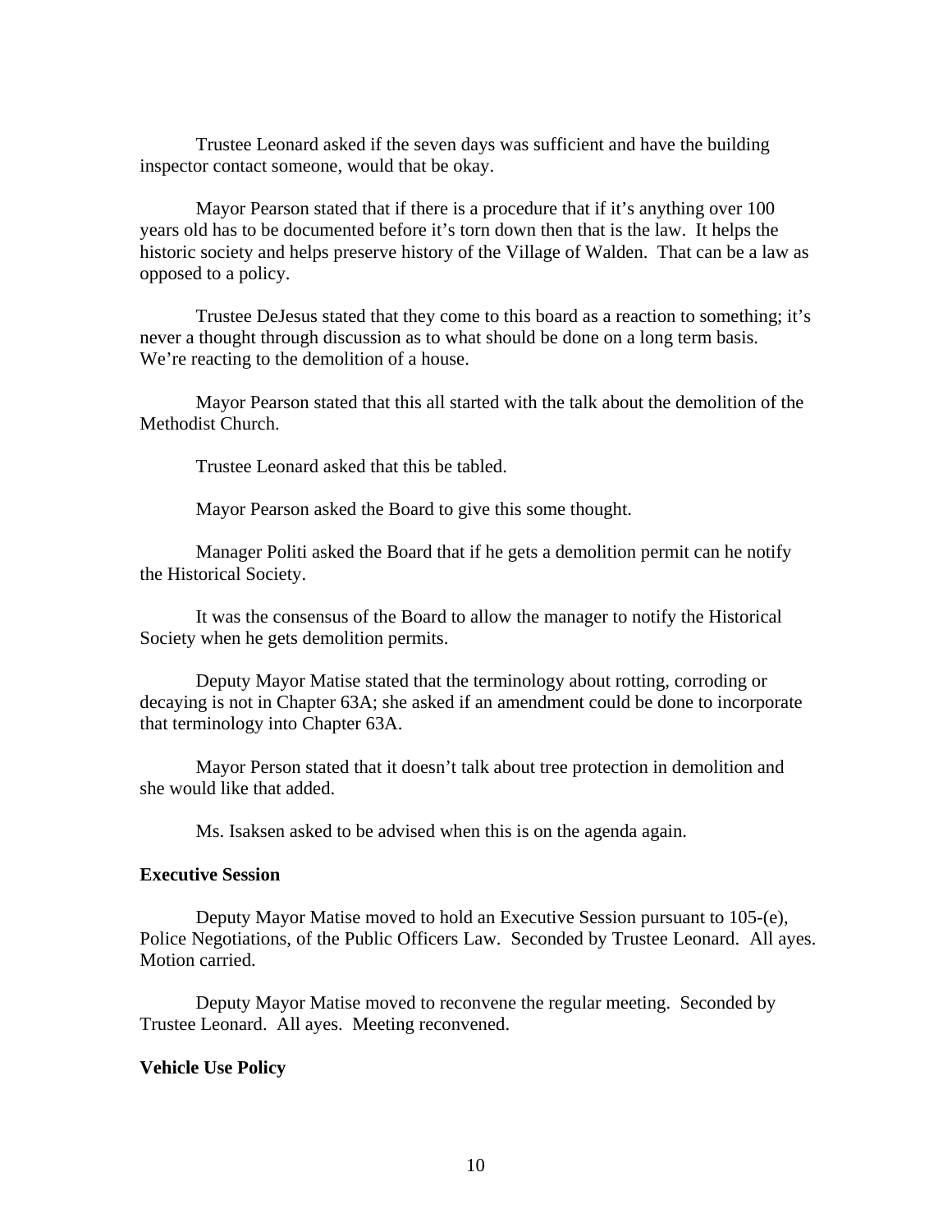Trustee Leonard asked if the seven days was sufficient and have the building inspector contact someone, would that be okay.

Mayor Pearson stated that if there is a procedure that if it's anything over 100 years old has to be documented before it's torn down then that is the law. It helps the historic society and helps preserve history of the Village of Walden. That can be a law as opposed to a policy.

Trustee DeJesus stated that they come to this board as a reaction to something; it's never a thought through discussion as to what should be done on a long term basis. We're reacting to the demolition of a house.

Mayor Pearson stated that this all started with the talk about the demolition of the Methodist Church.

Trustee Leonard asked that this be tabled.

Mayor Pearson asked the Board to give this some thought.

Manager Politi asked the Board that if he gets a demolition permit can he notify the Historical Society.

It was the consensus of the Board to allow the manager to notify the Historical Society when he gets demolition permits.

Deputy Mayor Matise stated that the terminology about rotting, corroding or decaying is not in Chapter 63A; she asked if an amendment could be done to incorporate that terminology into Chapter 63A.

Mayor Person stated that it doesn't talk about tree protection in demolition and she would like that added.

Ms. Isaksen asked to be advised when this is on the agenda again.

**Executive Session**

Deputy Mayor Matise moved to hold an Executive Session pursuant to 105-(e), Police Negotiations, of the Public Officers Law. Seconded by Trustee Leonard. All ayes. Motion carried.

Deputy Mayor Matise moved to reconvene the regular meeting. Seconded by Trustee Leonard. All ayes. Meeting reconvened.

**Vehicle Use Policy**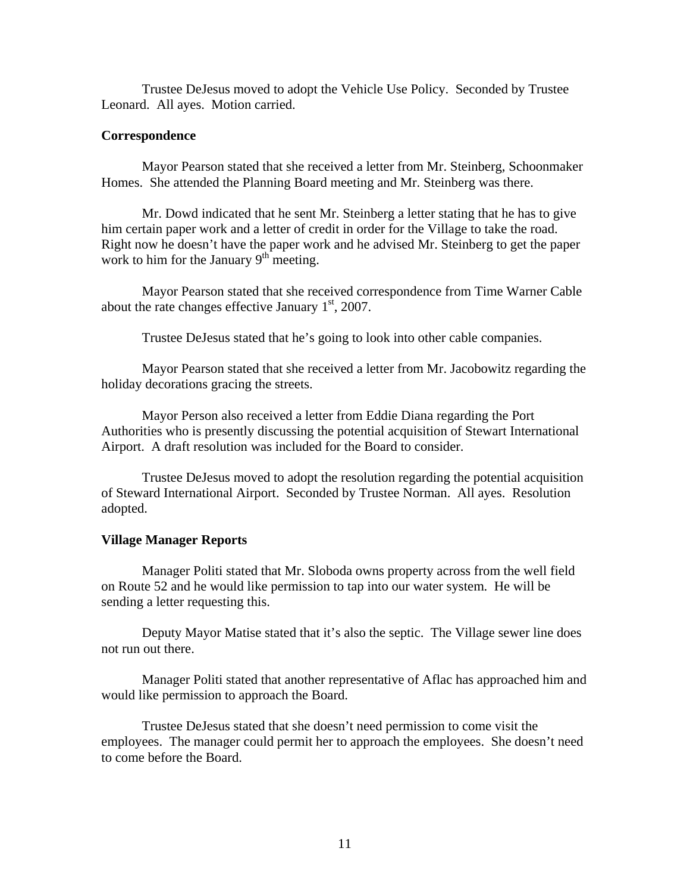Trustee DeJesus moved to adopt the Vehicle Use Policy. Seconded by Trustee Leonard. All ayes. Motion carried.

**Correspondence**

Mayor Pearson stated that she received a letter from Mr. Steinberg, Schoonmaker Homes. She attended the Planning Board meeting and Mr. Steinberg was there.

Mr. Dowd indicated that he sent Mr. Steinberg a letter stating that he has to give him certain paper work and a letter of credit in order for the Village to take the road. Right now he doesn't have the paper work and he advised Mr. Steinberg to get the paper work to him for the January 9th meeting.

Mayor Pearson stated that she received correspondence from Time Warner Cable about the rate changes effective January 1st, 2007.

Trustee DeJesus stated that he's going to look into other cable companies.

Mayor Pearson stated that she received a letter from Mr. Jacobowitz regarding the holiday decorations gracing the streets.

Mayor Person also received a letter from Eddie Diana regarding the Port Authorities who is presently discussing the potential acquisition of Stewart International Airport. A draft resolution was included for the Board to consider.

Trustee DeJesus moved to adopt the resolution regarding the potential acquisition of Steward International Airport. Seconded by Trustee Norman. All ayes. Resolution adopted.

**Village Manager Reports**

Manager Politi stated that Mr. Sloboda owns property across from the well field on Route 52 and he would like permission to tap into our water system. He will be sending a letter requesting this.

Deputy Mayor Matise stated that it's also the septic. The Village sewer line does not run out there.

Manager Politi stated that another representative of Aflac has approached him and would like permission to approach the Board.

Trustee DeJesus stated that she doesn't need permission to come visit the employees. The manager could permit her to approach the employees. She doesn't need to come before the Board.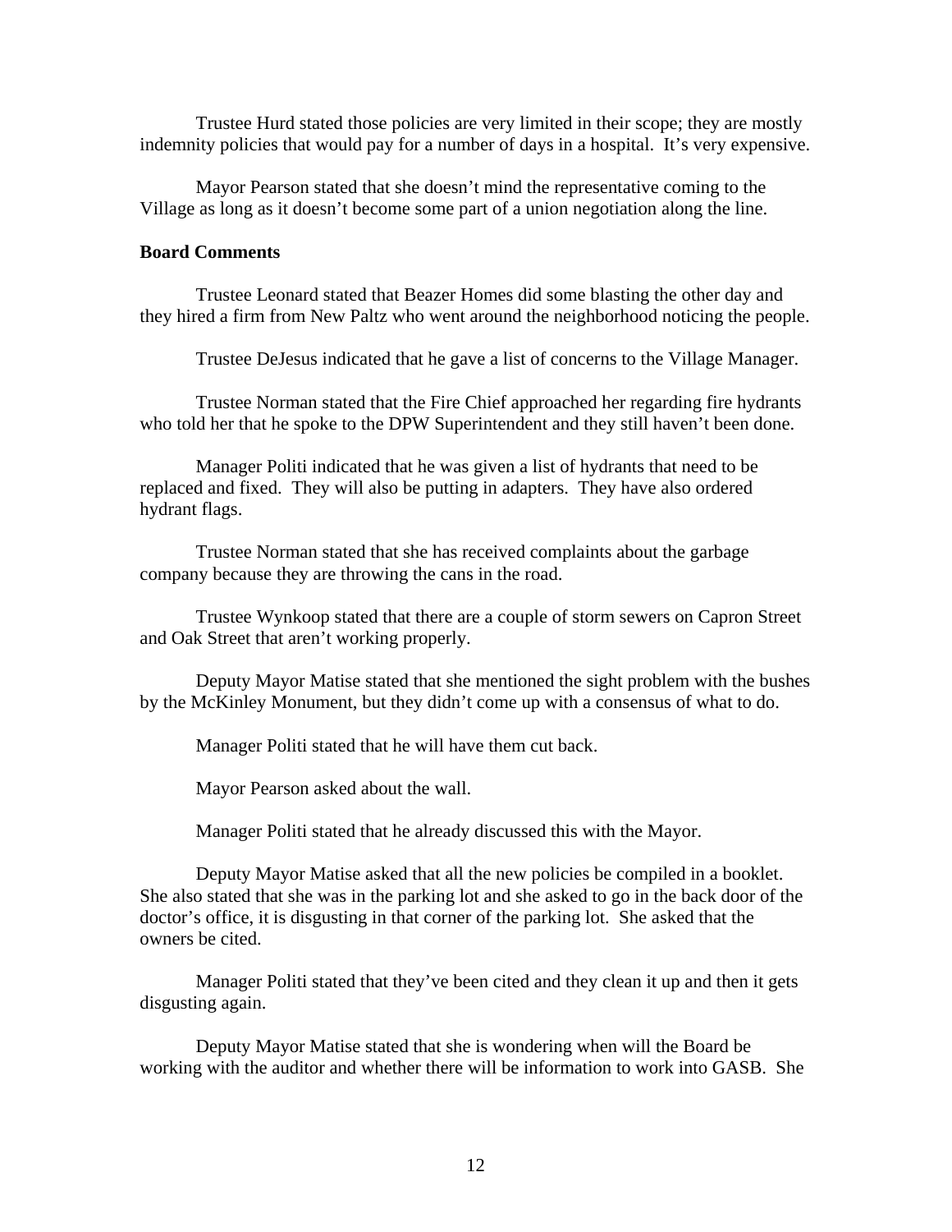Trustee Hurd stated those policies are very limited in their scope; they are mostly indemnity policies that would pay for a number of days in a hospital. It's very expensive.

Mayor Pearson stated that she doesn't mind the representative coming to the Village as long as it doesn't become some part of a union negotiation along the line.

**Board Comments**

Trustee Leonard stated that Beazer Homes did some blasting the other day and they hired a firm from New Paltz who went around the neighborhood noticing the people.

Trustee DeJesus indicated that he gave a list of concerns to the Village Manager.

Trustee Norman stated that the Fire Chief approached her regarding fire hydrants who told her that he spoke to the DPW Superintendent and they still haven't been done.

Manager Politi indicated that he was given a list of hydrants that need to be replaced and fixed. They will also be putting in adapters. They have also ordered hydrant flags.

Trustee Norman stated that she has received complaints about the garbage company because they are throwing the cans in the road.

Trustee Wynkoop stated that there are a couple of storm sewers on Capron Street and Oak Street that aren't working properly.

Deputy Mayor Matise stated that she mentioned the sight problem with the bushes by the McKinley Monument, but they didn't come up with a consensus of what to do.

Manager Politi stated that he will have them cut back.

Mayor Pearson asked about the wall.

Manager Politi stated that he already discussed this with the Mayor.

Deputy Mayor Matise asked that all the new policies be compiled in a booklet. She also stated that she was in the parking lot and she asked to go in the back door of the doctor's office, it is disgusting in that corner of the parking lot. She asked that the owners be cited.

Manager Politi stated that they've been cited and they clean it up and then it gets disgusting again.

Deputy Mayor Matise stated that she is wondering when will the Board be working with the auditor and whether there will be information to work into GASB. She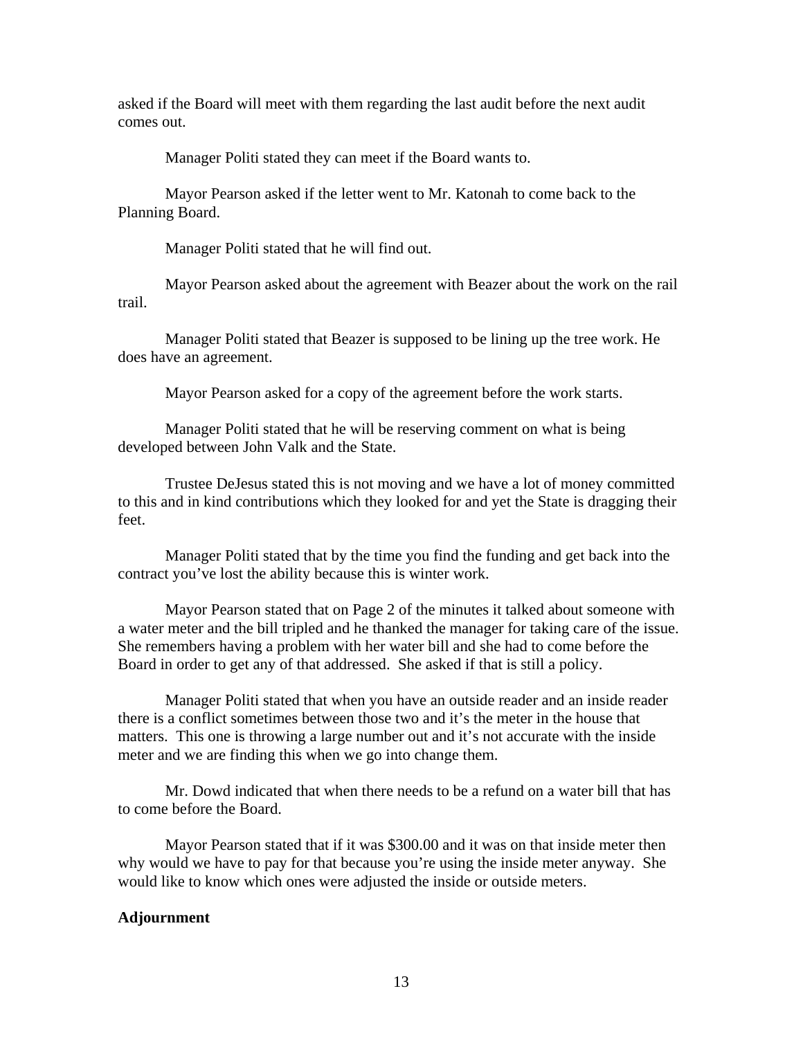asked if the Board will meet with them regarding the last audit before the next audit comes out.

Manager Politi stated they can meet if the Board wants to.

Mayor Pearson asked if the letter went to Mr. Katonah to come back to the Planning Board.

Manager Politi stated that he will find out.

Mayor Pearson asked about the agreement with Beazer about the work on the rail trail.

Manager Politi stated that Beazer is supposed to be lining up the tree work. He does have an agreement.

Mayor Pearson asked for a copy of the agreement before the work starts.

Manager Politi stated that he will be reserving comment on what is being developed between John Valk and the State.

Trustee DeJesus stated this is not moving and we have a lot of money committed to this and in kind contributions which they looked for and yet the State is dragging their feet.

Manager Politi stated that by the time you find the funding and get back into the contract you've lost the ability because this is winter work.

Mayor Pearson stated that on Page 2 of the minutes it talked about someone with a water meter and the bill tripled and he thanked the manager for taking care of the issue. She remembers having a problem with her water bill and she had to come before the Board in order to get any of that addressed. She asked if that is still a policy.

Manager Politi stated that when you have an outside reader and an inside reader there is a conflict sometimes between those two and it's the meter in the house that matters. This one is throwing a large number out and it's not accurate with the inside meter and we are finding this when we go into change them.

Mr. Dowd indicated that when there needs to be a refund on a water bill that has to come before the Board.

Mayor Pearson stated that if it was $300.00 and it was on that inside meter then why would we have to pay for that because you're using the inside meter anyway. She would like to know which ones were adjusted the inside or outside meters.

**Adjournment**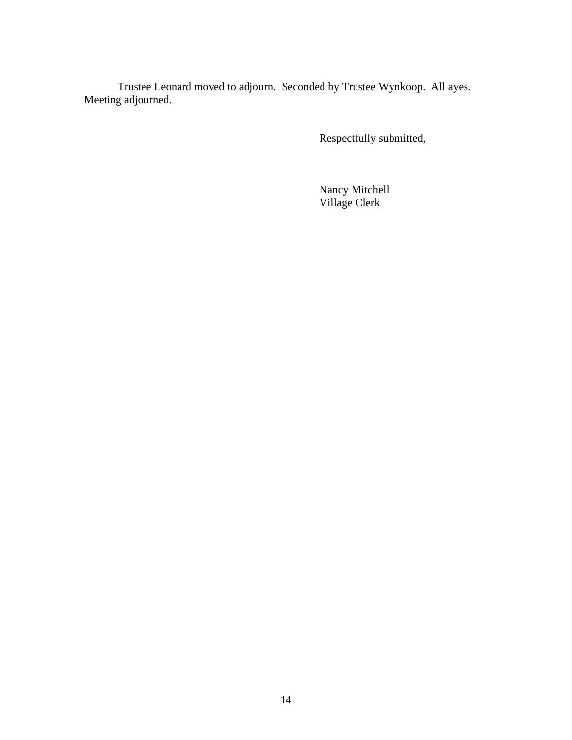Trustee Leonard moved to adjourn. Seconded by Trustee Wynkoop. All ayes. Meeting adjourned.

Respectfully submitted,

Nancy Mitchell
Village Clerk